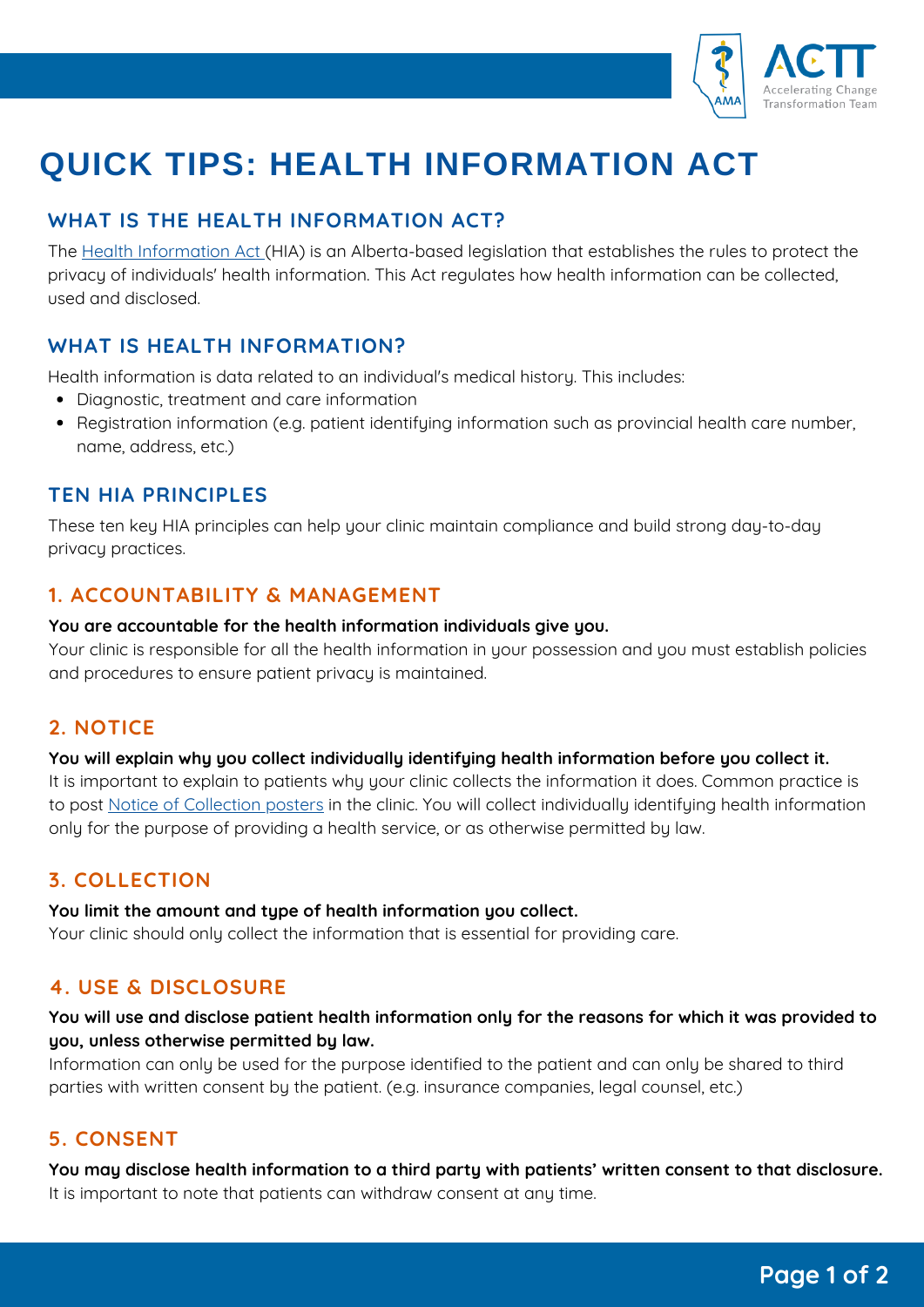# QUICK TIPS: HEALTH INFORMATION ACT

## WHAT IS THE HEALTH INFORMATION ACT?

The [Health Information Act](#) (HIA) is an Alberta-based legislation that establishes the rules to protect the privacy of individuals' health information. This Act regulates how health information can be collected, used and disclosed.

## WHAT IS HEALTH INFORMATION?

Health information is data related to an individual's medical history. This includes:

- Diagnostic, treatment and care information
- Registration information (e.g. patient identifying information such as provincial health care number, name, address, etc.)

## TEN HIA PRINCIPLES

These ten key HIA principles can help your clinic maintain compliance and build strong day-to-day privacy practices.

### 1. ACCOUNTABILITY & MANAGEMENT

**You are accountable for the health information individuals give you.**
Your clinic is responsible for all the health information in your possession and you must establish policies and procedures to ensure patient privacy is maintained.

### 2. NOTICE

**You will explain why you collect individually identifying health information before you collect it.**
It is important to explain to patients why your clinic collects the information it does. Common practice is to post [Notice of Collection posters](#) in the clinic. You will collect individually identifying health information only for the purpose of providing a health service, or as otherwise permitted by law.

### 3. COLLECTION

**You limit the amount and type of health information you collect.**
Your clinic should only collect the information that is essential for providing care.

### 4. USE & DISCLOSURE

**You will use and disclose patient health information only for the reasons for which it was provided to you, unless otherwise permitted by law.**
Information can only be used for the purpose identified to the patient and can only be shared to third parties with written consent by the patient. (e.g. insurance companies, legal counsel, etc.)

### 5. CONSENT

**You may disclose health information to a third party with patients' written consent to that disclosure.**
It is important to note that patients can withdraw consent at any time.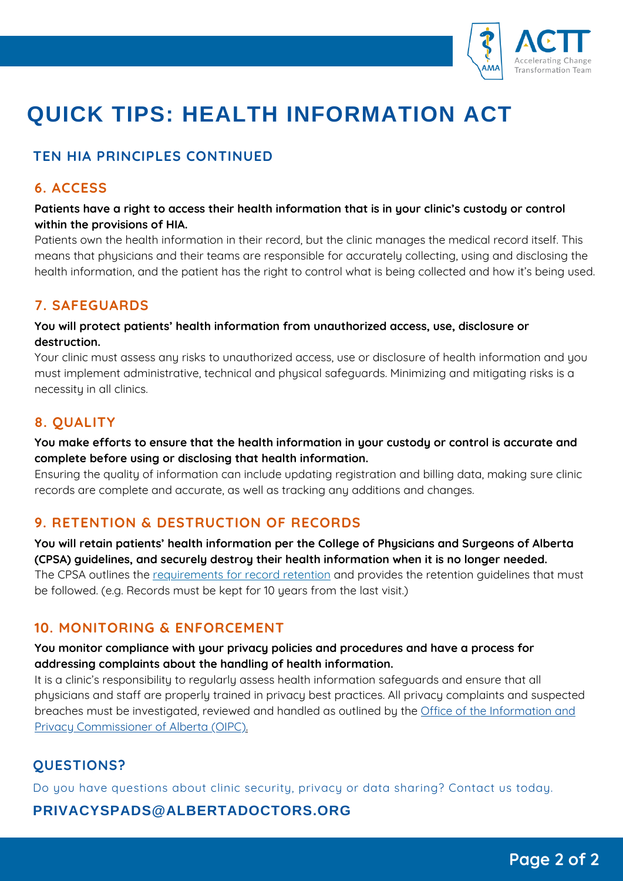# QUICK TIPS: HEALTH INFORMATION ACT

## TEN HIA PRINCIPLES CONTINUED

### 6. ACCESS

**Patients have a right to access their health information that is in your clinic's custody or control within the provisions of HIA.**

Patients own the health information in their record, but the clinic manages the medical record itself. This means that physicians and their teams are responsible for accurately collecting, using and disclosing the health information, and the patient has the right to control what is being collected and how it's being used.

### 7. SAFEGUARDS

**You will protect patients' health information from unauthorized access, use, disclosure or destruction.**

Your clinic must assess any risks to unauthorized access, use or disclosure of health information and you must implement administrative, technical and physical safeguards. Minimizing and mitigating risks is a necessity in all clinics.

### 8. QUALITY

**You make efforts to ensure that the health information in your custody or control is accurate and complete before using or disclosing that health information.**

Ensuring the quality of information can include updating registration and billing data, making sure clinic records are complete and accurate, as well as tracking any additions and changes.

### 9. RETENTION & DESTRUCTION OF RECORDS

**You will retain patients' health information per the College of Physicians and Surgeons of Alberta (CPSA) guidelines, and securely destroy their health information when it is no longer needed.**

The CPSA outlines the requirements for record retention and provides the retention guidelines that must be followed. (e.g. Records must be kept for 10 years from the last visit.)

### 10. MONITORING & ENFORCEMENT

**You monitor compliance with your privacy policies and procedures and have a process for addressing complaints about the handling of health information.**

It is a clinic's responsibility to regularly assess health information safeguards and ensure that all physicians and staff are properly trained in privacy best practices. All privacy complaints and suspected breaches must be investigated, reviewed and handled as outlined by the Office of the Information and Privacy Commissioner of Alberta (OIPC).

## QUESTIONS?

Do you have questions about clinic security, privacy or data sharing? Contact us today.

**PRIVACYSPADS@ALBERTADOCTORS.ORG**